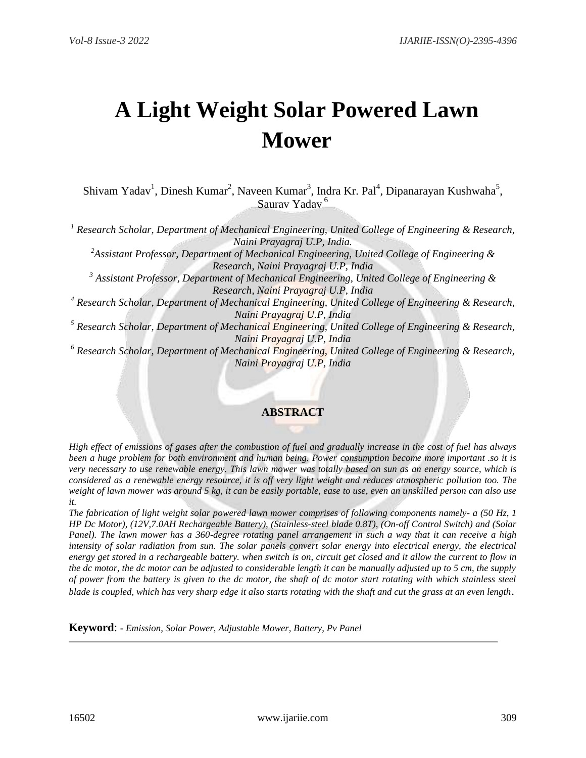# A Light Weight Solar Powered Lawn Mower

Shivam Yadav[1], Dinesh Kumar[2], Naveen Kumar[3], Indra Kr. Pal[4], Dipanarayan Kushwaha[5], Saurav Yadav[6]

[1] *Research Scholar, Department of Mechanical Engineering, United College of Engineering & Research, Naini Prayagraj U.P, India.*

[2] *Assistant Professor, Department of Mechanical Engineering, United College of Engineering & Research, Naini Prayagraj U.P, India*

[3] *Assistant Professor, Department of Mechanical Engineering, United College of Engineering & Research, Naini Prayagraj U.P, India*

[4] *Research Scholar, Department of Mechanical Engineering, United College of Engineering & Research, Naini Prayagraj U.P, India*

[5] *Research Scholar, Department of Mechanical Engineering, United College of Engineering & Research, Naini Prayagraj U.P, India*

[6] *Research Scholar, Department of Mechanical Engineering, United College of Engineering & Research, Naini Prayagraj U.P, India*

## ABSTRACT

*High effect of emissions of gases after the combustion of fuel and gradually increase in the cost of fuel has always been a huge problem for both environment and human being. Power consumption become more important .so it is very necessary to use renewable energy. This lawn mower was totally based on sun as an energy source, which is considered as a renewable energy resource, it is off very light weight and reduces atmospheric pollution too. The weight of lawn mower was around 5 kg, it can be easily portable, ease to use, even an unskilled person can also use it.*

*The fabrication of light weight solar powered lawn mower comprises of following components namely- a (50 Hz, 1 HP Dc Motor), (12V,7.0AH Rechargeable Battery), (Stainless-steel blade 0.8T), (On-off Control Switch) and (Solar Panel). The lawn mower has a 360-degree rotating panel arrangement in such a way that it can receive a high intensity of solar radiation from sun. The solar panels convert solar energy into electrical energy, the electrical energy get stored in a rechargeable battery. when switch is on, circuit get closed and it allow the current to flow in the dc motor, the dc motor can be adjusted to considerable length it can be manually adjusted up to 5 cm, the supply of power from the battery is given to the dc motor, the shaft of dc motor start rotating with which stainless steel blade is coupled, which has very sharp edge it also starts rotating with the shaft and cut the grass at an even length.*

**Keyword**: - *Emission, Solar Power, Adjustable Mower, Battery, Pv Panel*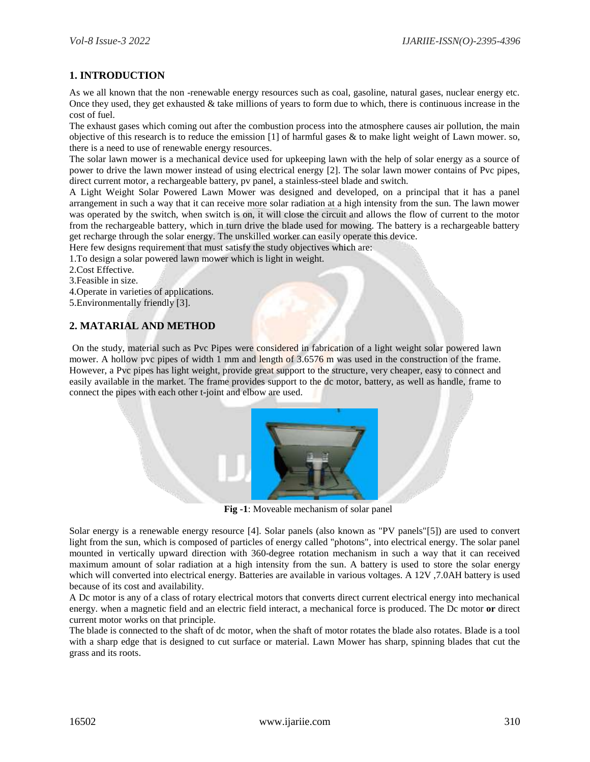## 1. INTRODUCTION

As we all known that the non -renewable energy resources such as coal, gasoline, natural gases, nuclear energy etc. Once they used, they get exhausted & take millions of years to form due to which, there is continuous increase in the cost of fuel.

The exhaust gases which coming out after the combustion process into the atmosphere causes air pollution, the main objective of this research is to reduce the emission [1] of harmful gases & to make light weight of Lawn mower. so, there is a need to use of renewable energy resources.

The solar lawn mower is a mechanical device used for upkeeping lawn with the help of solar energy as a source of power to drive the lawn mower instead of using electrical energy [2]. The solar lawn mower contains of Pvc pipes, direct current motor, a rechargeable battery, pv panel, a stainless-steel blade and switch.

A Light Weight Solar Powered Lawn Mower was designed and developed, on a principal that it has a panel arrangement in such a way that it can receive more solar radiation at a high intensity from the sun. The lawn mower was operated by the switch, when switch is on, it will close the circuit and allows the flow of current to the motor from the rechargeable battery, which in turn drive the blade used for mowing. The battery is a rechargeable battery get recharge through the solar energy. The unskilled worker can easily operate this device.

Here few designs requirement that must satisfy the study objectives which are:

1.To design a solar powered lawn mower which is light in weight.
2.Cost Effective.
3.Feasible in size.
4.Operate in varieties of applications.
5.Environmentally friendly [3].

## 2. MATARIAL AND METHOD

On the study, material such as Pvc Pipes were considered in fabrication of a light weight solar powered lawn mower. A hollow pvc pipes of width 1 mm and length of 3.6576 m was used in the construction of the frame. However, a Pvc pipes has light weight, provide great support to the structure, very cheaper, easy to connect and easily available in the market. The frame provides support to the dc motor, battery, as well as handle, frame to connect the pipes with each other t-joint and elbow are used.

**Fig -1**: Moveable mechanism of solar panel

Solar energy is a renewable energy resource [4]. Solar panels (also known as "PV panels"[5]) are used to convert light from the sun, which is composed of particles of energy called "photons", into electrical energy. The solar panel mounted in vertically upward direction with 360-degree rotation mechanism in such a way that it can received maximum amount of solar radiation at a high intensity from the sun. A battery is used to store the solar energy which will converted into electrical energy. Batteries are available in various voltages. A 12V ,7.0AH battery is used because of its cost and availability.

A Dc motor is any of a class of rotary electrical motors that converts direct current electrical energy into mechanical energy. when a magnetic field and an electric field interact, a mechanical force is produced. The Dc motor **or** direct current motor works on that principle.

The blade is connected to the shaft of dc motor, when the shaft of motor rotates the blade also rotates. Blade is a tool with a sharp edge that is designed to cut surface or material. Lawn Mower has sharp, spinning blades that cut the grass and its roots.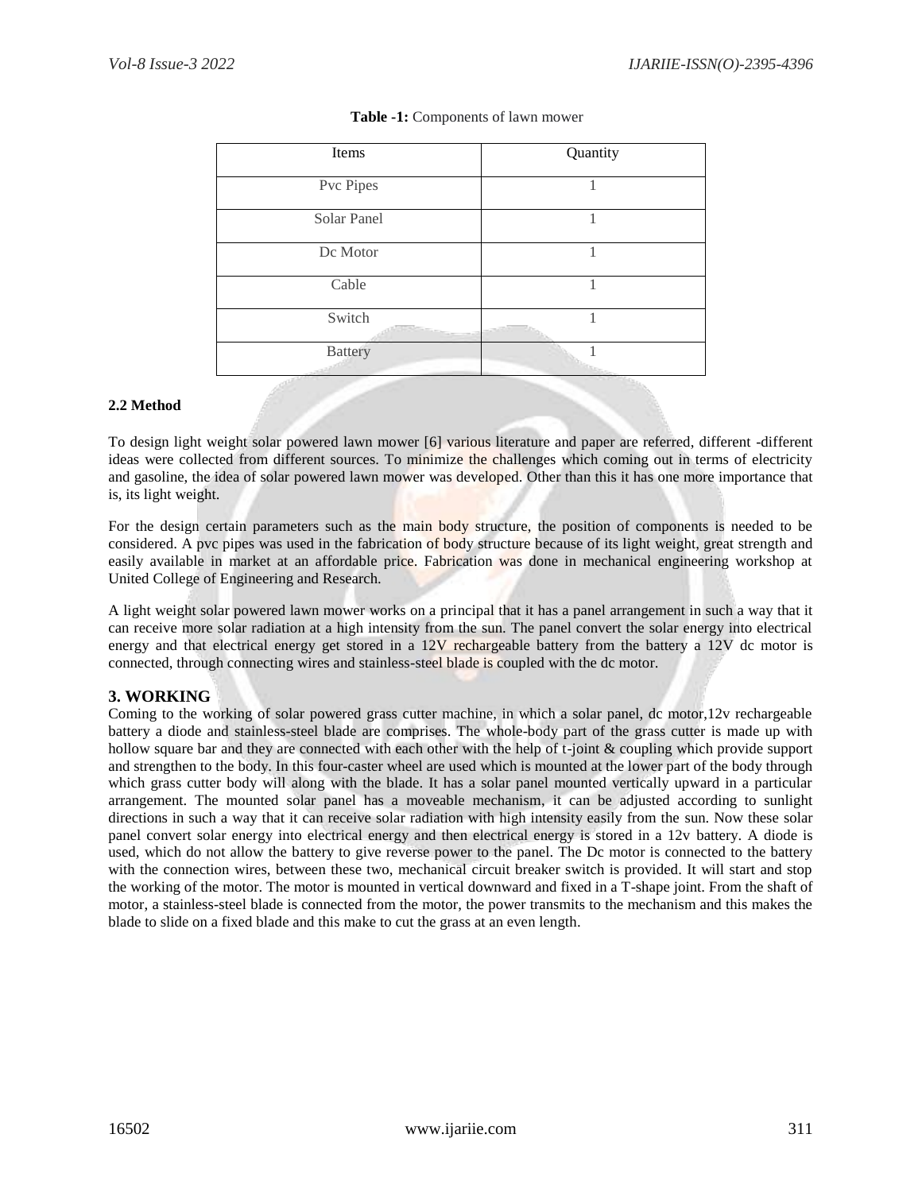**Table -1:** Components of lawn mower

| Items | Quantity |
|---|---|
| Pvc Pipes | 1 |
| Solar Panel | 1 |
| Dc Motor | 1 |
| Cable | 1 |
| Switch | 1 |
| Battery | 1 |

### 2.2 Method

To design light weight solar powered lawn mower [6] various literature and paper are referred, different -different ideas were collected from different sources. To minimize the challenges which coming out in terms of electricity and gasoline, the idea of solar powered lawn mower was developed. Other than this it has one more importance that is, its light weight.

For the design certain parameters such as the main body structure, the position of components is needed to be considered. A pvc pipes was used in the fabrication of body structure because of its light weight, great strength and easily available in market at an affordable price. Fabrication was done in mechanical engineering workshop at United College of Engineering and Research.

A light weight solar powered lawn mower works on a principal that it has a panel arrangement in such a way that it can receive more solar radiation at a high intensity from the sun. The panel convert the solar energy into electrical energy and that electrical energy get stored in a 12V rechargeable battery from the battery a 12V dc motor is connected, through connecting wires and stainless-steel blade is coupled with the dc motor.

## 3. WORKING

Coming to the working of solar powered grass cutter machine, in which a solar panel, dc motor,12v rechargeable battery a diode and stainless-steel blade are comprises. The whole-body part of the grass cutter is made up with hollow square bar and they are connected with each other with the help of t-joint & coupling which provide support and strengthen to the body. In this four-caster wheel are used which is mounted at the lower part of the body through which grass cutter body will along with the blade. It has a solar panel mounted vertically upward in a particular arrangement. The mounted solar panel has a moveable mechanism, it can be adjusted according to sunlight directions in such a way that it can receive solar radiation with high intensity easily from the sun. Now these solar panel convert solar energy into electrical energy and then electrical energy is stored in a 12v battery. A diode is used, which do not allow the battery to give reverse power to the panel. The Dc motor is connected to the battery with the connection wires, between these two, mechanical circuit breaker switch is provided. It will start and stop the working of the motor. The motor is mounted in vertical downward and fixed in a T-shape joint. From the shaft of motor, a stainless-steel blade is connected from the motor, the power transmits to the mechanism and this makes the blade to slide on a fixed blade and this make to cut the grass at an even length.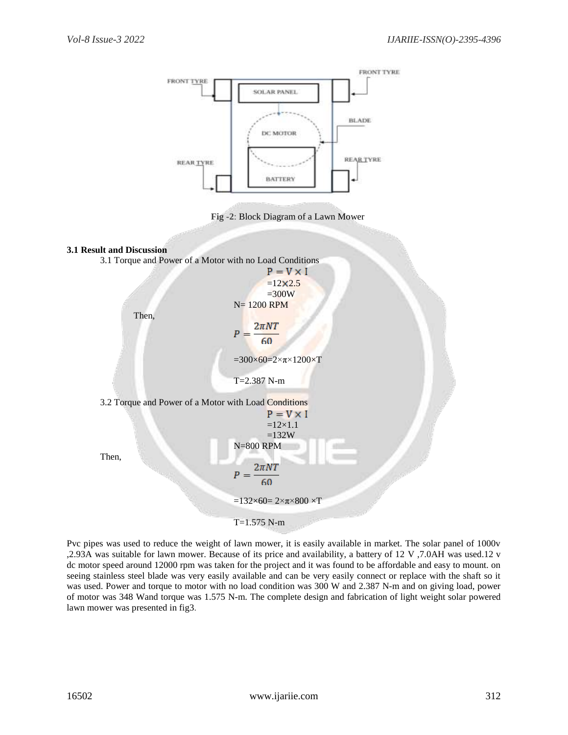FRONT TYRE

SOLAR PANEL

FRONT TYRE

BLADE

DC MOTOR

REAR TYRE

REAR TYRE

BATTERY

**Fig -2**: Block Diagram of a Lawn Mower

**3.1 Result and Discussion**

3.1 Torque and Power of a Motor with no Load Conditions

$$P = V \times I$$

$=12\times2.5$

$=300W$

N= 1200 RPM

Then,

$$P = \frac{2\pi NT}{60}$$

$=300\times60=2\times\pi\times1200\times T$

T=2.387 N-m

3.2 Torque and Power of a Motor with Load Conditions

$$P = V \times I$$

$=12\times1.1$

$=132W$

N=800 RPM

Then,

$$P = \frac{2\pi NT}{60}$$

$=132\times60= 2\times\pi\times800 \times T$

T=1.575 N-m

Pvc pipes was used to reduce the weight of lawn mower, it is easily available in market. The solar panel of 1000v ,2.93A was suitable for lawn mower. Because of its price and availability, a battery of 12 V ,7.0AH was used.12 v dc motor speed around 12000 rpm was taken for the project and it was found to be affordable and easy to mount. on seeing stainless steel blade was very easily available and can be very easily connect or replace with the shaft so it was used. Power and torque to motor with no load condition was 300 W and 2.387 N-m and on giving load, power of motor was 348 Wand torque was 1.575 N-m. The complete design and fabrication of light weight solar powered lawn mower was presented in fig3.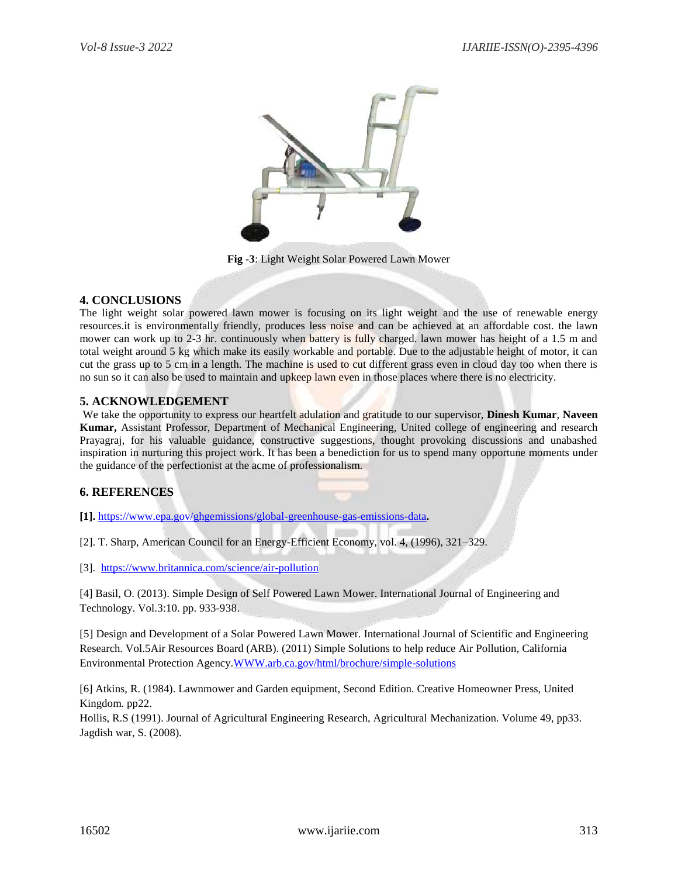**Fig -3**: Light Weight Solar Powered Lawn Mower

## 4. CONCLUSIONS

The light weight solar powered lawn mower is focusing on its light weight and the use of renewable energy resources.it is environmentally friendly, produces less noise and can be achieved at an affordable cost. the lawn mower can work up to 2-3 hr. continuously when battery is fully charged. lawn mower has height of a 1.5 m and total weight around 5 kg which make its easily workable and portable. Due to the adjustable height of motor, it can cut the grass up to 5 cm in a length. The machine is used to cut different grass even in cloud day too when there is no sun so it can also be used to maintain and upkeep lawn even in those places where there is no electricity.

## 5. ACKNOWLEDGEMENT

We take the opportunity to express our heartfelt adulation and gratitude to our supervisor, **Dinesh Kumar**, **Naveen Kumar,** Assistant Professor, Department of Mechanical Engineering, United college of engineering and research Prayagraj, for his valuable guidance, constructive suggestions, thought provoking discussions and unabashed inspiration in nurturing this project work. It has been a benediction for us to spend many opportune moments under the guidance of the perfectionist at the acme of professionalism.

## 6. REFERENCES

**[1].** https://www.epa.gov/ghgemissions/global-greenhouse-gas-emissions-data**.**

[2]. T. Sharp, American Council for an Energy-Efficient Economy, vol. 4, (1996), 321–329.

[3]. https://www.britannica.com/science/air-pollution

[4] Basil, O. (2013). Simple Design of Self Powered Lawn Mower. International Journal of Engineering and Technology. Vol.3:10. pp. 933-938.

[5] Design and Development of a Solar Powered Lawn Mower. International Journal of Scientific and Engineering Research. Vol.5Air Resources Board (ARB). (2011) Simple Solutions to help reduce Air Pollution, California Environmental Protection Agency.WWW.arb.ca.gov/html/brochure/simple-solutions

[6] Atkins, R. (1984). Lawnmower and Garden equipment, Second Edition. Creative Homeowner Press, United Kingdom. pp22.
Hollis, R.S (1991). Journal of Agricultural Engineering Research, Agricultural Mechanization. Volume 49, pp33.
Jagdish war, S. (2008).